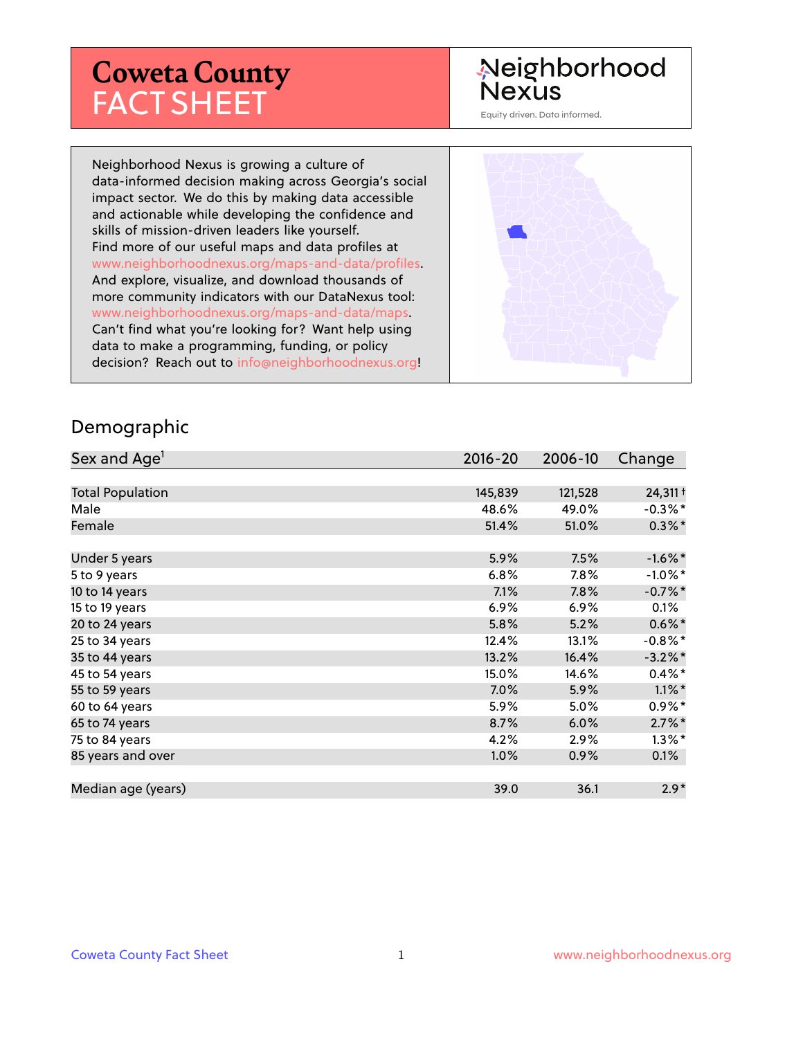# Coweta County FACT SHEET

Neighborhood Nexus

Equity driven. Data informed.

Neighborhood Nexus is growing a culture of data-informed decision making across Georgia's social impact sector. We do this by making data accessible and actionable while developing the confidence and skills of mission-driven leaders like yourself. Find more of our useful maps and data profiles at www.neighborhoodnexus.org/maps-and-data/profiles. And explore, visualize, and download thousands of more community indicators with our DataNexus tool: www.neighborhoodnexus.org/maps-and-data/maps. Can't find what you're looking for? Want help using data to make a programming, funding, or policy decision? Reach out to info@neighborhoodnexus.org!

## Demographic

| Sex and Age[1] | 2016-20 | 2006-10 | Change |
|---|---|---|---|
| Total Population | 145,839 | 121,528 | 24,311† |
| Male | 48.6% | 49.0% | -0.3%* |
| Female | 51.4% | 51.0% | 0.3%* |
| Under 5 years | 5.9% | 7.5% | -1.6%* |
| 5 to 9 years | 6.8% | 7.8% | -1.0%* |
| 10 to 14 years | 7.1% | 7.8% | -0.7%* |
| 15 to 19 years | 6.9% | 6.9% | 0.1% |
| 20 to 24 years | 5.8% | 5.2% | 0.6%* |
| 25 to 34 years | 12.4% | 13.1% | -0.8%* |
| 35 to 44 years | 13.2% | 16.4% | -3.2%* |
| 45 to 54 years | 15.0% | 14.6% | 0.4%* |
| 55 to 59 years | 7.0% | 5.9% | 1.1%* |
| 60 to 64 years | 5.9% | 5.0% | 0.9%* |
| 65 to 74 years | 8.7% | 6.0% | 2.7%* |
| 75 to 84 years | 4.2% | 2.9% | 1.3%* |
| 85 years and over | 1.0% | 0.9% | 0.1% |
| Median age (years) | 39.0 | 36.1 | 2.9* |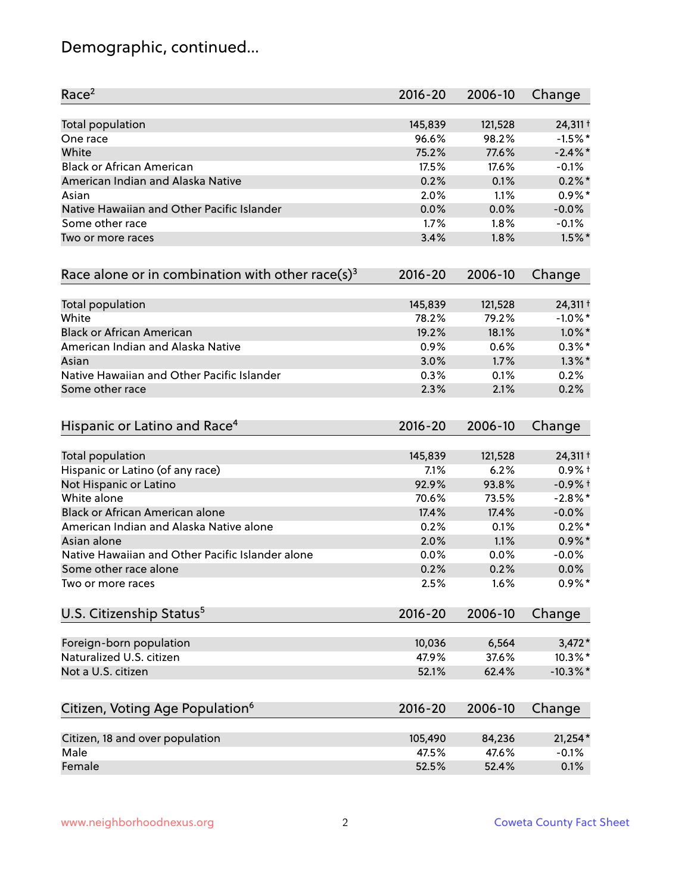# Demographic, continued...

| Race[2] | 2016-20 | 2006-10 | Change |
|---|---|---|---|
| Total population | 145,839 | 121,528 | 24,311† |
| One race | 96.6% | 98.2% | -1.5%* |
| White | 75.2% | 77.6% | -2.4%* |
| Black or African American | 17.5% | 17.6% | -0.1% |
| American Indian and Alaska Native | 0.2% | 0.1% | 0.2%* |
| Asian | 2.0% | 1.1% | 0.9%* |
| Native Hawaiian and Other Pacific Islander | 0.0% | 0.0% | -0.0% |
| Some other race | 1.7% | 1.8% | -0.1% |
| Two or more races | 3.4% | 1.8% | 1.5%* |

| Race alone or in combination with other race(s)[3] | 2016-20 | 2006-10 | Change |
|---|---|---|---|
| Total population | 145,839 | 121,528 | 24,311† |
| White | 78.2% | 79.2% | -1.0%* |
| Black or African American | 19.2% | 18.1% | 1.0%* |
| American Indian and Alaska Native | 0.9% | 0.6% | 0.3%* |
| Asian | 3.0% | 1.7% | 1.3%* |
| Native Hawaiian and Other Pacific Islander | 0.3% | 0.1% | 0.2% |
| Some other race | 2.3% | 2.1% | 0.2% |

| Hispanic or Latino and Race[4] | 2016-20 | 2006-10 | Change |
|---|---|---|---|
| Total population | 145,839 | 121,528 | 24,311† |
| Hispanic or Latino (of any race) | 7.1% | 6.2% | 0.9%† |
| Not Hispanic or Latino | 92.9% | 93.8% | -0.9%† |
| White alone | 70.6% | 73.5% | -2.8%* |
| Black or African American alone | 17.4% | 17.4% | -0.0% |
| American Indian and Alaska Native alone | 0.2% | 0.1% | 0.2%* |
| Asian alone | 2.0% | 1.1% | 0.9%* |
| Native Hawaiian and Other Pacific Islander alone | 0.0% | 0.0% | -0.0% |
| Some other race alone | 0.2% | 0.2% | 0.0% |
| Two or more races | 2.5% | 1.6% | 0.9%* |

| U.S. Citizenship Status[5] | 2016-20 | 2006-10 | Change |
|---|---|---|---|
| Foreign-born population | 10,036 | 6,564 | 3,472* |
| Naturalized U.S. citizen | 47.9% | 37.6% | 10.3%* |
| Not a U.S. citizen | 52.1% | 62.4% | -10.3%* |

| Citizen, Voting Age Population[6] | 2016-20 | 2006-10 | Change |
|---|---|---|---|
| Citizen, 18 and over population | 105,490 | 84,236 | 21,254* |
| Male | 47.5% | 47.6% | -0.1% |
| Female | 52.5% | 52.4% | 0.1% |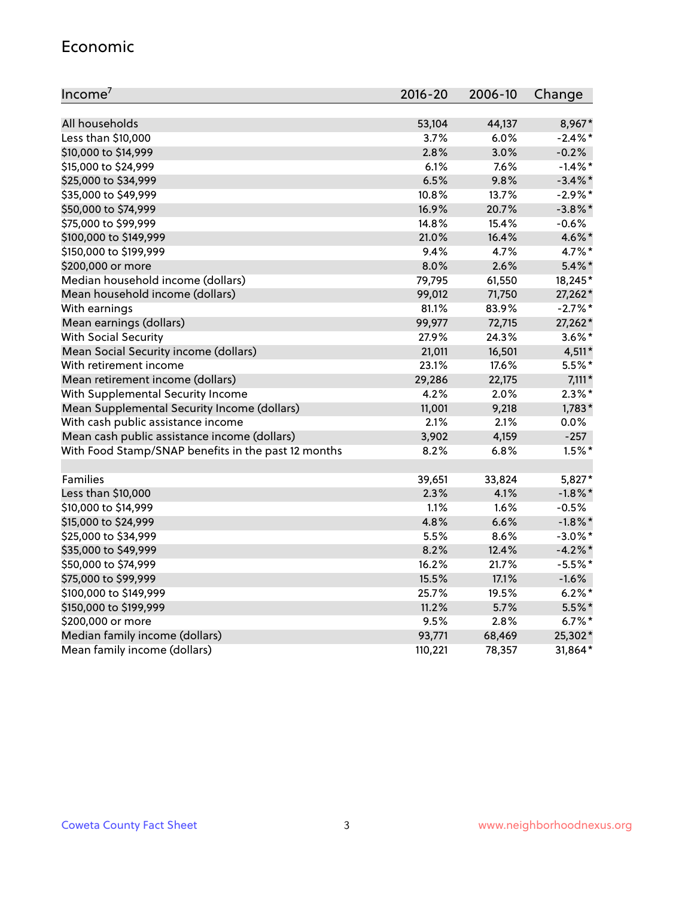## Economic

| Income[7] | 2016-20 | 2006-10 | Change |
|---|---|---|---|
| All households | 53,104 | 44,137 | 8,967* |
| Less than $10,000 | 3.7% | 6.0% | -2.4%* |
| $10,000 to $14,999 | 2.8% | 3.0% | -0.2% |
| $15,000 to $24,999 | 6.1% | 7.6% | -1.4%* |
| $25,000 to $34,999 | 6.5% | 9.8% | -3.4%* |
| $35,000 to $49,999 | 10.8% | 13.7% | -2.9%* |
| $50,000 to $74,999 | 16.9% | 20.7% | -3.8%* |
| $75,000 to $99,999 | 14.8% | 15.4% | -0.6% |
| $100,000 to $149,999 | 21.0% | 16.4% | 4.6%* |
| $150,000 to $199,999 | 9.4% | 4.7% | 4.7%* |
| $200,000 or more | 8.0% | 2.6% | 5.4%* |
| Median household income (dollars) | 79,795 | 61,550 | 18,245* |
| Mean household income (dollars) | 99,012 | 71,750 | 27,262* |
| With earnings | 81.1% | 83.9% | -2.7%* |
| Mean earnings (dollars) | 99,977 | 72,715 | 27,262* |
| With Social Security | 27.9% | 24.3% | 3.6%* |
| Mean Social Security income (dollars) | 21,011 | 16,501 | 4,511* |
| With retirement income | 23.1% | 17.6% | 5.5%* |
| Mean retirement income (dollars) | 29,286 | 22,175 | 7,111* |
| With Supplemental Security Income | 4.2% | 2.0% | 2.3%* |
| Mean Supplemental Security Income (dollars) | 11,001 | 9,218 | 1,783* |
| With cash public assistance income | 2.1% | 2.1% | 0.0% |
| Mean cash public assistance income (dollars) | 3,902 | 4,159 | -257 |
| With Food Stamp/SNAP benefits in the past 12 months | 8.2% | 6.8% | 1.5%* |
| | | | |
| Families | 39,651 | 33,824 | 5,827* |
| Less than $10,000 | 2.3% | 4.1% | -1.8%* |
| $10,000 to $14,999 | 1.1% | 1.6% | -0.5% |
| $15,000 to $24,999 | 4.8% | 6.6% | -1.8%* |
| $25,000 to $34,999 | 5.5% | 8.6% | -3.0%* |
| $35,000 to $49,999 | 8.2% | 12.4% | -4.2%* |
| $50,000 to $74,999 | 16.2% | 21.7% | -5.5%* |
| $75,000 to $99,999 | 15.5% | 17.1% | -1.6% |
| $100,000 to $149,999 | 25.7% | 19.5% | 6.2%* |
| $150,000 to $199,999 | 11.2% | 5.7% | 5.5%* |
| $200,000 or more | 9.5% | 2.8% | 6.7%* |
| Median family income (dollars) | 93,771 | 68,469 | 25,302* |
| Mean family income (dollars) | 110,221 | 78,357 | 31,864* |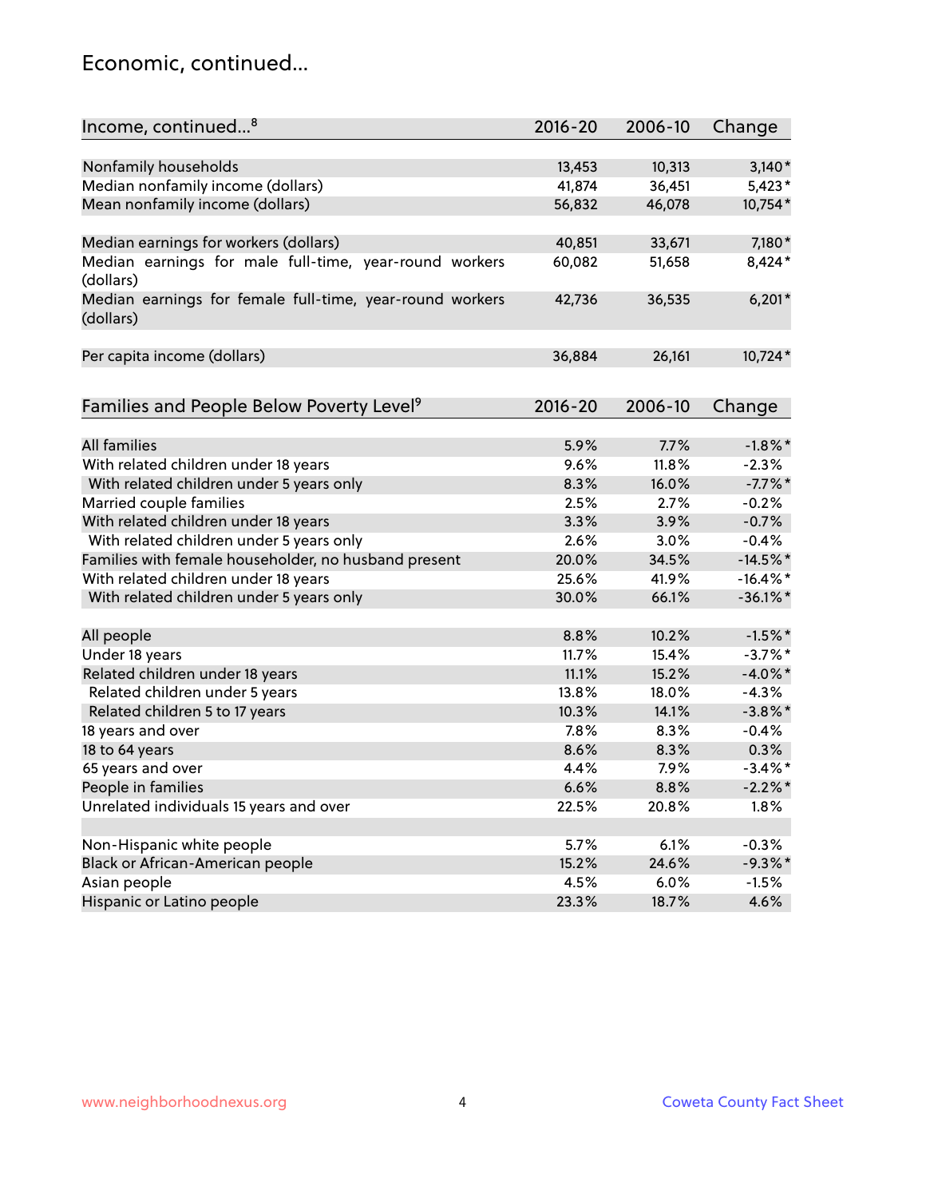## Economic, continued...

| Income, continued...[8] | 2016-20 | 2006-10 | Change |
|---|---|---|---|
| Nonfamily households | 13,453 | 10,313 | 3,140* |
| Median nonfamily income (dollars) | 41,874 | 36,451 | 5,423* |
| Mean nonfamily income (dollars) | 56,832 | 46,078 | 10,754* |
| | | | |
| Median earnings for workers (dollars) | 40,851 | 33,671 | 7,180* |
| Median earnings for male full-time, year-round workers (dollars) | 60,082 | 51,658 | 8,424* |
| Median earnings for female full-time, year-round workers (dollars) | 42,736 | 36,535 | 6,201* |
| | | | |
| Per capita income (dollars) | 36,884 | 26,161 | 10,724* |

| Families and People Below Poverty Level[9] | 2016-20 | 2006-10 | Change |
|---|---|---|---|
| All families | 5.9% | 7.7% | -1.8%* |
| With related children under 18 years | 9.6% | 11.8% | -2.3% |
| With related children under 5 years only | 8.3% | 16.0% | -7.7%* |
| Married couple families | 2.5% | 2.7% | -0.2% |
| With related children under 18 years | 3.3% | 3.9% | -0.7% |
| With related children under 5 years only | 2.6% | 3.0% | -0.4% |
| Families with female householder, no husband present | 20.0% | 34.5% | -14.5%* |
| With related children under 18 years | 25.6% | 41.9% | -16.4%* |
| With related children under 5 years only | 30.0% | 66.1% | -36.1%* |
| | | | |
| All people | 8.8% | 10.2% | -1.5%* |
| Under 18 years | 11.7% | 15.4% | -3.7%* |
| Related children under 18 years | 11.1% | 15.2% | -4.0%* |
| Related children under 5 years | 13.8% | 18.0% | -4.3% |
| Related children 5 to 17 years | 10.3% | 14.1% | -3.8%* |
| 18 years and over | 7.8% | 8.3% | -0.4% |
| 18 to 64 years | 8.6% | 8.3% | 0.3% |
| 65 years and over | 4.4% | 7.9% | -3.4%* |
| People in families | 6.6% | 8.8% | -2.2%* |
| Unrelated individuals 15 years and over | 22.5% | 20.8% | 1.8% |
| | | | |
| Non-Hispanic white people | 5.7% | 6.1% | -0.3% |
| Black or African-American people | 15.2% | 24.6% | -9.3%* |
| Asian people | 4.5% | 6.0% | -1.5% |
| Hispanic or Latino people | 23.3% | 18.7% | 4.6% |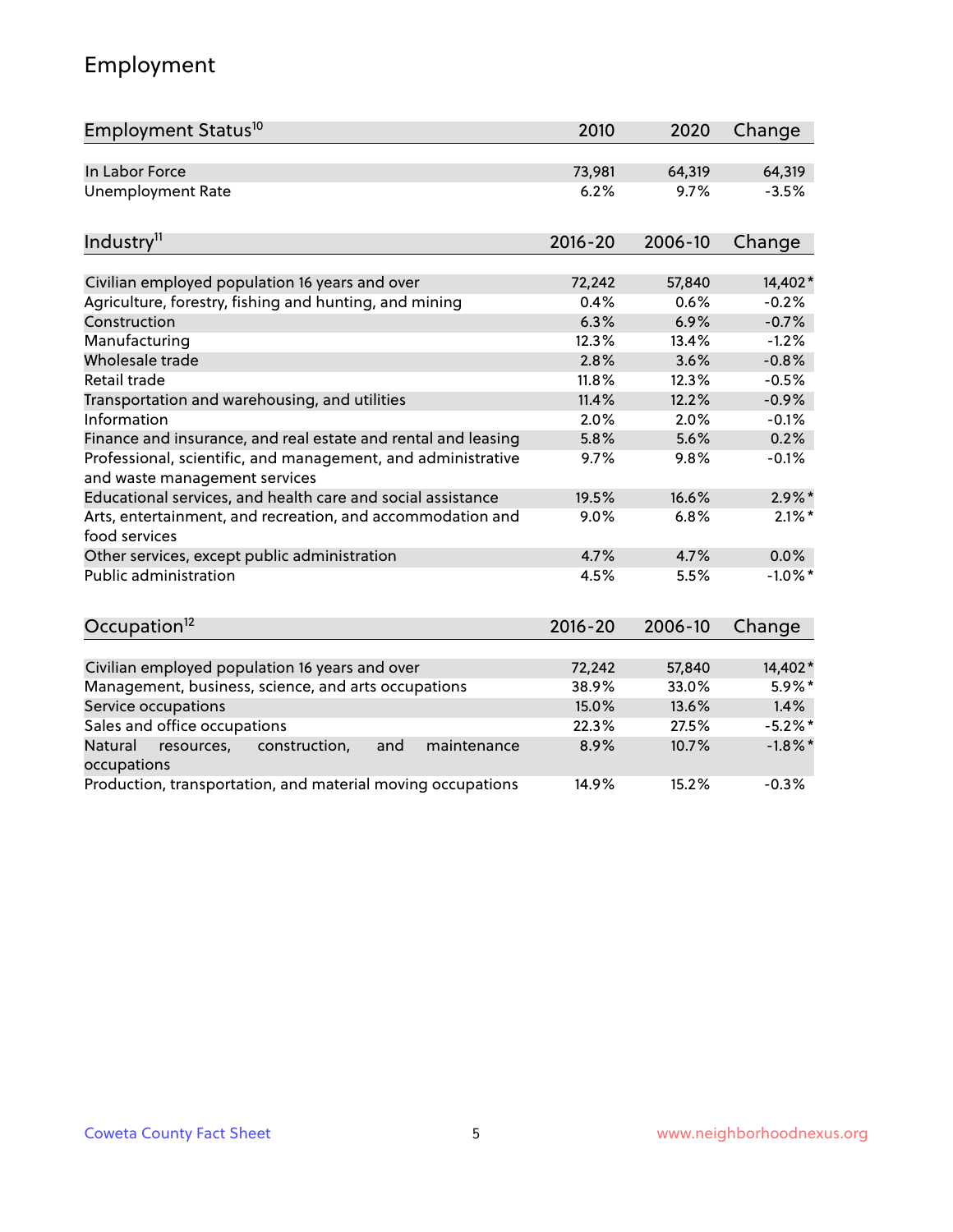## Employment

| Employment Status[10] | 2010 | 2020 | Change |
|---|---|---|---|
| In Labor Force | 73,981 | 64,319 | 64,319 |
| Unemployment Rate | 6.2% | 9.7% | -3.5% |

| Industry[11] | 2016-20 | 2006-10 | Change |
|---|---|---|---|
| Civilian employed population 16 years and over | 72,242 | 57,840 | 14,402* |
| Agriculture, forestry, fishing and hunting, and mining | 0.4% | 0.6% | -0.2% |
| Construction | 6.3% | 6.9% | -0.7% |
| Manufacturing | 12.3% | 13.4% | -1.2% |
| Wholesale trade | 2.8% | 3.6% | -0.8% |
| Retail trade | 11.8% | 12.3% | -0.5% |
| Transportation and warehousing, and utilities | 11.4% | 12.2% | -0.9% |
| Information | 2.0% | 2.0% | -0.1% |
| Finance and insurance, and real estate and rental and leasing | 5.8% | 5.6% | 0.2% |
| Professional, scientific, and management, and administrative and waste management services | 9.7% | 9.8% | -0.1% |
| Educational services, and health care and social assistance | 19.5% | 16.6% | 2.9%* |
| Arts, entertainment, and recreation, and accommodation and food services | 9.0% | 6.8% | 2.1%* |
| Other services, except public administration | 4.7% | 4.7% | 0.0% |
| Public administration | 4.5% | 5.5% | -1.0%* |

| Occupation[12] | 2016-20 | 2006-10 | Change |
|---|---|---|---|
| Civilian employed population 16 years and over | 72,242 | 57,840 | 14,402* |
| Management, business, science, and arts occupations | 38.9% | 33.0% | 5.9%* |
| Service occupations | 15.0% | 13.6% | 1.4% |
| Sales and office occupations | 22.3% | 27.5% | -5.2%* |
| Natural resources, construction, and maintenance occupations | 8.9% | 10.7% | -1.8%* |
| Production, transportation, and material moving occupations | 14.9% | 15.2% | -0.3% |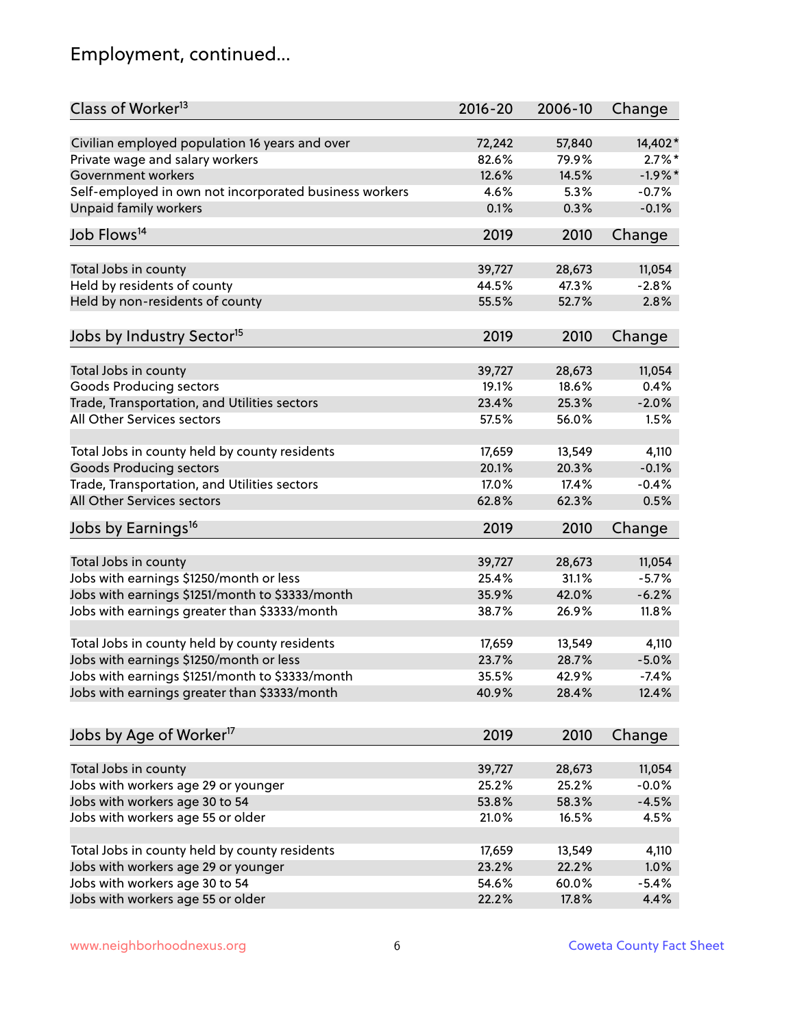# Employment, continued...

| Class of Worker[13] | 2016-20 | 2006-10 | Change |
|---|---|---|---|
| Civilian employed population 16 years and over | 72,242 | 57,840 | 14,402* |
| Private wage and salary workers | 82.6% | 79.9% | 2.7%* |
| Government workers | 12.6% | 14.5% | -1.9%* |
| Self-employed in own not incorporated business workers | 4.6% | 5.3% | -0.7% |
| Unpaid family workers | 0.1% | 0.3% | -0.1% |

| Job Flows[14] | 2019 | 2010 | Change |
|---|---|---|---|
| Total Jobs in county | 39,727 | 28,673 | 11,054 |
| Held by residents of county | 44.5% | 47.3% | -2.8% |
| Held by non-residents of county | 55.5% | 52.7% | 2.8% |

| Jobs by Industry Sector[15] | 2019 | 2010 | Change |
|---|---|---|---|
| Total Jobs in county | 39,727 | 28,673 | 11,054 |
| Goods Producing sectors | 19.1% | 18.6% | 0.4% |
| Trade, Transportation, and Utilities sectors | 23.4% | 25.3% | -2.0% |
| All Other Services sectors | 57.5% | 56.0% | 1.5% |
| | | | |
| Total Jobs in county held by county residents | 17,659 | 13,549 | 4,110 |
| Goods Producing sectors | 20.1% | 20.3% | -0.1% |
| Trade, Transportation, and Utilities sectors | 17.0% | 17.4% | -0.4% |
| All Other Services sectors | 62.8% | 62.3% | 0.5% |

| Jobs by Earnings[16] | 2019 | 2010 | Change |
|---|---|---|---|
| Total Jobs in county | 39,727 | 28,673 | 11,054 |
| Jobs with earnings $1250/month or less | 25.4% | 31.1% | -5.7% |
| Jobs with earnings $1251/month to $3333/month | 35.9% | 42.0% | -6.2% |
| Jobs with earnings greater than $3333/month | 38.7% | 26.9% | 11.8% |
| | | | |
| Total Jobs in county held by county residents | 17,659 | 13,549 | 4,110 |
| Jobs with earnings $1250/month or less | 23.7% | 28.7% | -5.0% |
| Jobs with earnings $1251/month to $3333/month | 35.5% | 42.9% | -7.4% |
| Jobs with earnings greater than $3333/month | 40.9% | 28.4% | 12.4% |

| Jobs by Age of Worker[17] | 2019 | 2010 | Change |
|---|---|---|---|
| Total Jobs in county | 39,727 | 28,673 | 11,054 |
| Jobs with workers age 29 or younger | 25.2% | 25.2% | -0.0% |
| Jobs with workers age 30 to 54 | 53.8% | 58.3% | -4.5% |
| Jobs with workers age 55 or older | 21.0% | 16.5% | 4.5% |
| | | | |
| Total Jobs in county held by county residents | 17,659 | 13,549 | 4,110 |
| Jobs with workers age 29 or younger | 23.2% | 22.2% | 1.0% |
| Jobs with workers age 30 to 54 | 54.6% | 60.0% | -5.4% |
| Jobs with workers age 55 or older | 22.2% | 17.8% | 4.4% |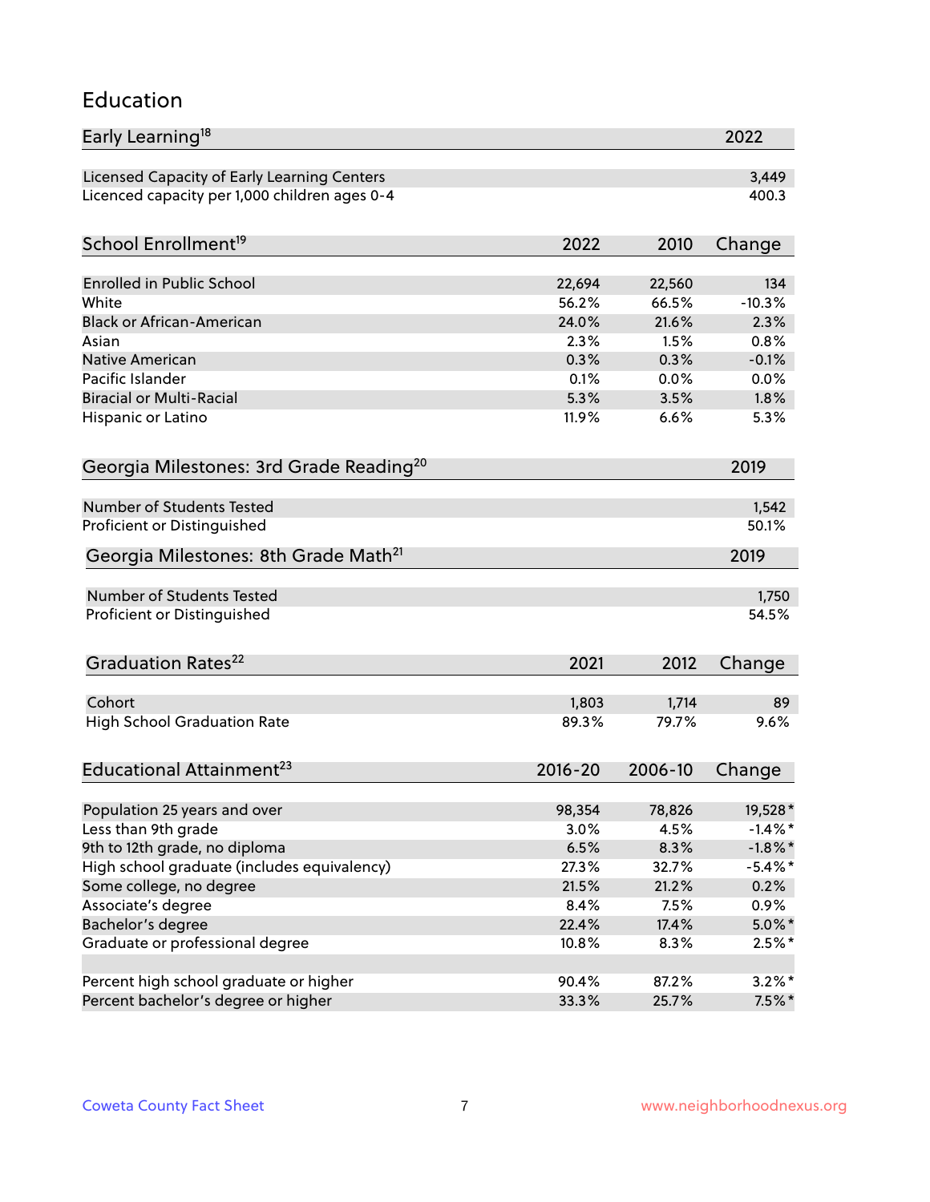# Education

| Early Learning[18] | 2022 |
|---|---|
| Licensed Capacity of Early Learning Centers | 3,449 |
| Licenced capacity per 1,000 children ages 0-4 | 400.3 |

| School Enrollment[19] | 2022 | 2010 | Change |
|---|---|---|---|
| Enrolled in Public School | 22,694 | 22,560 | 134 |
| White | 56.2% | 66.5% | -10.3% |
| Black or African-American | 24.0% | 21.6% | 2.3% |
| Asian | 2.3% | 1.5% | 0.8% |
| Native American | 0.3% | 0.3% | -0.1% |
| Pacific Islander | 0.1% | 0.0% | 0.0% |
| Biracial or Multi-Racial | 5.3% | 3.5% | 1.8% |
| Hispanic or Latino | 11.9% | 6.6% | 5.3% |

| Georgia Milestones: 3rd Grade Reading[20] | 2019 |
|---|---|
| Number of Students Tested | 1,542 |
| Proficient or Distinguished | 50.1% |

| Georgia Milestones: 8th Grade Math[21] | 2019 |
|---|---|
| Number of Students Tested | 1,750 |
| Proficient or Distinguished | 54.5% |

| Graduation Rates[22] | 2021 | 2012 | Change |
|---|---|---|---|
| Cohort | 1,803 | 1,714 | 89 |
| High School Graduation Rate | 89.3% | 79.7% | 9.6% |

| Educational Attainment[23] | 2016-20 | 2006-10 | Change |
|---|---|---|---|
| Population 25 years and over | 98,354 | 78,826 | 19,528* |
| Less than 9th grade | 3.0% | 4.5% | -1.4%* |
| 9th to 12th grade, no diploma | 6.5% | 8.3% | -1.8%* |
| High school graduate (includes equivalency) | 27.3% | 32.7% | -5.4%* |
| Some college, no degree | 21.5% | 21.2% | 0.2% |
| Associate's degree | 8.4% | 7.5% | 0.9% |
| Bachelor's degree | 22.4% | 17.4% | 5.0%* |
| Graduate or professional degree | 10.8% | 8.3% | 2.5%* |
| | | | |
| Percent high school graduate or higher | 90.4% | 87.2% | 3.2%* |
| Percent bachelor's degree or higher | 33.3% | 25.7% | 7.5%* |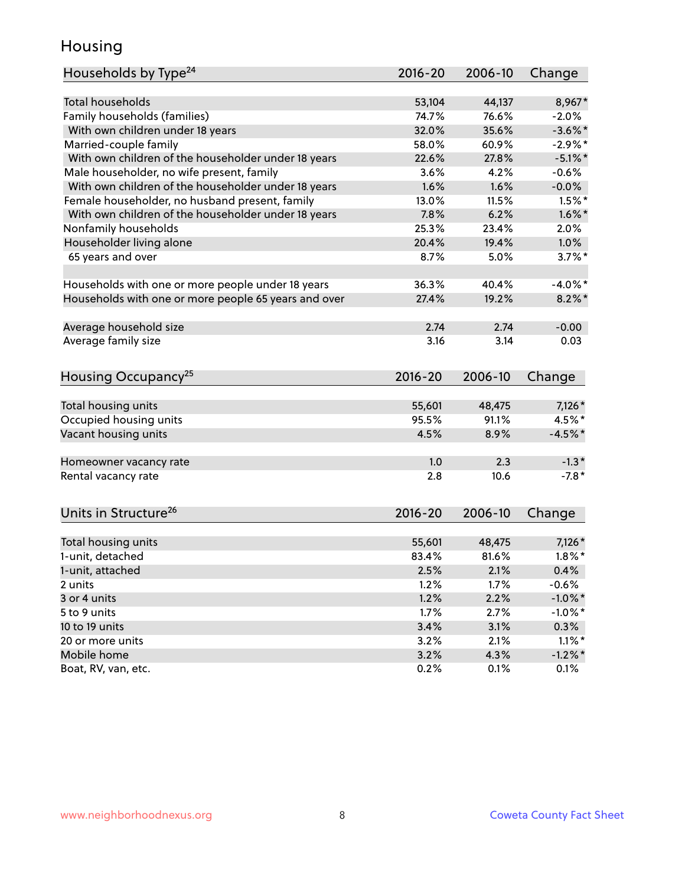## Housing

| Households by Type[24] | 2016-20 | 2006-10 | Change |
|---|---|---|---|
| Total households | 53,104 | 44,137 | 8,967* |
| Family households (families) | 74.7% | 76.6% | -2.0% |
| With own children under 18 years | 32.0% | 35.6% | -3.6%* |
| Married-couple family | 58.0% | 60.9% | -2.9%* |
| With own children of the householder under 18 years | 22.6% | 27.8% | -5.1%* |
| Male householder, no wife present, family | 3.6% | 4.2% | -0.6% |
| With own children of the householder under 18 years | 1.6% | 1.6% | -0.0% |
| Female householder, no husband present, family | 13.0% | 11.5% | 1.5%* |
| With own children of the householder under 18 years | 7.8% | 6.2% | 1.6%* |
| Nonfamily households | 25.3% | 23.4% | 2.0% |
| Householder living alone | 20.4% | 19.4% | 1.0% |
| 65 years and over | 8.7% | 5.0% | 3.7%* |
| | | | |
| Households with one or more people under 18 years | 36.3% | 40.4% | -4.0%* |
| Households with one or more people 65 years and over | 27.4% | 19.2% | 8.2%* |
| | | | |
| Average household size | 2.74 | 2.74 | -0.00 |
| Average family size | 3.16 | 3.14 | 0.03 |

| Housing Occupancy[25] | 2016-20 | 2006-10 | Change |
|---|---|---|---|
| Total housing units | 55,601 | 48,475 | 7,126* |
| Occupied housing units | 95.5% | 91.1% | 4.5%* |
| Vacant housing units | 4.5% | 8.9% | -4.5%* |
| | | | |
| Homeowner vacancy rate | 1.0 | 2.3 | -1.3* |
| Rental vacancy rate | 2.8 | 10.6 | -7.8* |

| Units in Structure[26] | 2016-20 | 2006-10 | Change |
|---|---|---|---|
| Total housing units | 55,601 | 48,475 | 7,126* |
| 1-unit, detached | 83.4% | 81.6% | 1.8%* |
| 1-unit, attached | 2.5% | 2.1% | 0.4% |
| 2 units | 1.2% | 1.7% | -0.6% |
| 3 or 4 units | 1.2% | 2.2% | -1.0%* |
| 5 to 9 units | 1.7% | 2.7% | -1.0%* |
| 10 to 19 units | 3.4% | 3.1% | 0.3% |
| 20 or more units | 3.2% | 2.1% | 1.1%* |
| Mobile home | 3.2% | 4.3% | -1.2%* |
| Boat, RV, van, etc. | 0.2% | 0.1% | 0.1% |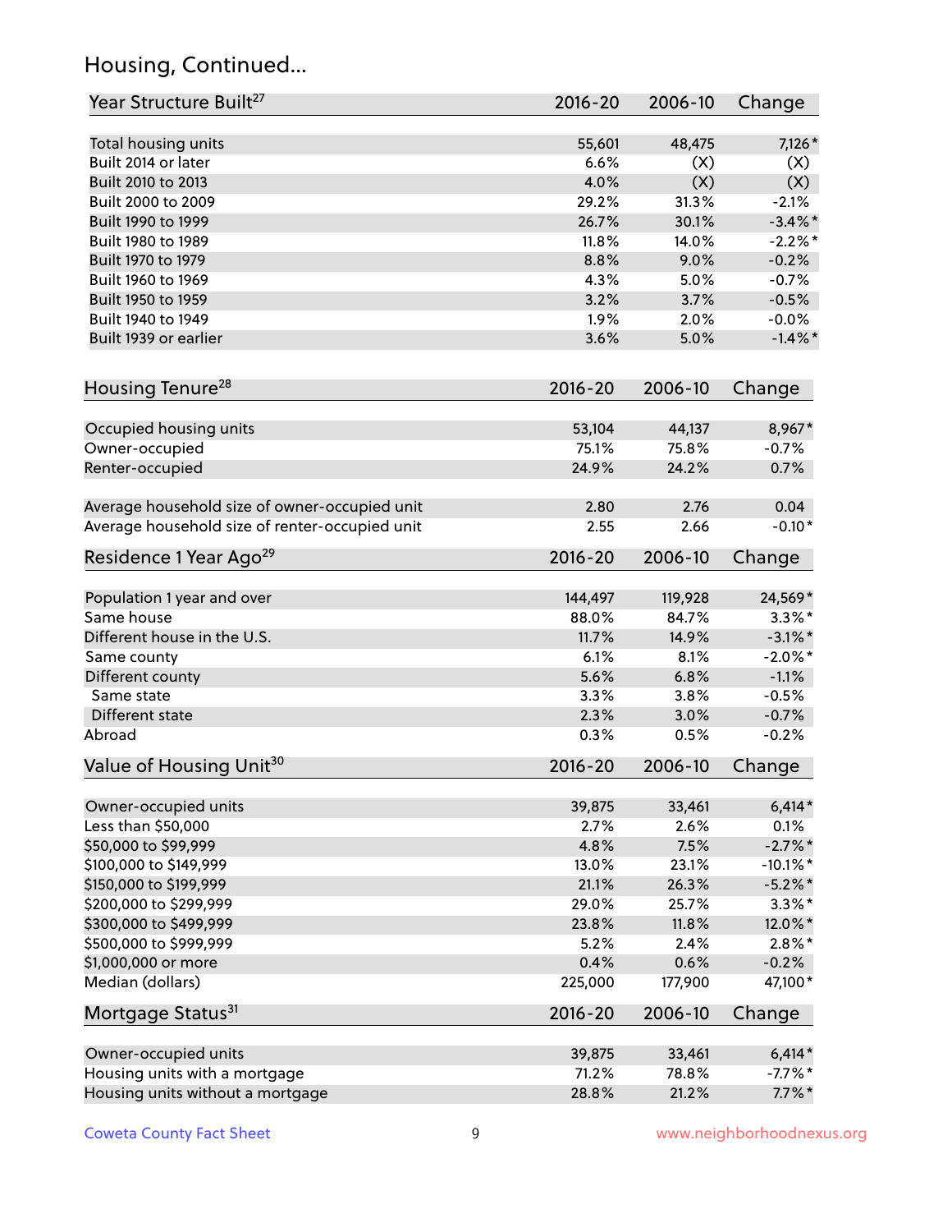## Housing, Continued...

| Year Structure Built[27] | 2016-20 | 2006-10 | Change |
|---|---|---|---|
| Total housing units | 55,601 | 48,475 | 7,126* |
| Built 2014 or later | 6.6% | (X) | (X) |
| Built 2010 to 2013 | 4.0% | (X) | (X) |
| Built 2000 to 2009 | 29.2% | 31.3% | -2.1% |
| Built 1990 to 1999 | 26.7% | 30.1% | -3.4%* |
| Built 1980 to 1989 | 11.8% | 14.0% | -2.2%* |
| Built 1970 to 1979 | 8.8% | 9.0% | -0.2% |
| Built 1960 to 1969 | 4.3% | 5.0% | -0.7% |
| Built 1950 to 1959 | 3.2% | 3.7% | -0.5% |
| Built 1940 to 1949 | 1.9% | 2.0% | -0.0% |
| Built 1939 or earlier | 3.6% | 5.0% | -1.4%* |

| Housing Tenure[28] | 2016-20 | 2006-10 | Change |
|---|---|---|---|
| Occupied housing units | 53,104 | 44,137 | 8,967* |
| Owner-occupied | 75.1% | 75.8% | -0.7% |
| Renter-occupied | 24.9% | 24.2% | 0.7% |
| Average household size of owner-occupied unit | 2.80 | 2.76 | 0.04 |
| Average household size of renter-occupied unit | 2.55 | 2.66 | -0.10* |

| Residence 1 Year Ago[29] | 2016-20 | 2006-10 | Change |
|---|---|---|---|
| Population 1 year and over | 144,497 | 119,928 | 24,569* |
| Same house | 88.0% | 84.7% | 3.3%* |
| Different house in the U.S. | 11.7% | 14.9% | -3.1%* |
| Same county | 6.1% | 8.1% | -2.0%* |
| Different county | 5.6% | 6.8% | -1.1% |
| Same state | 3.3% | 3.8% | -0.5% |
| Different state | 2.3% | 3.0% | -0.7% |
| Abroad | 0.3% | 0.5% | -0.2% |

| Value of Housing Unit[30] | 2016-20 | 2006-10 | Change |
|---|---|---|---|
| Owner-occupied units | 39,875 | 33,461 | 6,414* |
| Less than $50,000 | 2.7% | 2.6% | 0.1% |
| $50,000 to $99,999 | 4.8% | 7.5% | -2.7%* |
| $100,000 to $149,999 | 13.0% | 23.1% | -10.1%* |
| $150,000 to $199,999 | 21.1% | 26.3% | -5.2%* |
| $200,000 to $299,999 | 29.0% | 25.7% | 3.3%* |
| $300,000 to $499,999 | 23.8% | 11.8% | 12.0%* |
| $500,000 to $999,999 | 5.2% | 2.4% | 2.8%* |
| $1,000,000 or more | 0.4% | 0.6% | -0.2% |
| Median (dollars) | 225,000 | 177,900 | 47,100* |

| Mortgage Status[31] | 2016-20 | 2006-10 | Change |
|---|---|---|---|
| Owner-occupied units | 39,875 | 33,461 | 6,414* |
| Housing units with a mortgage | 71.2% | 78.8% | -7.7%* |
| Housing units without a mortgage | 28.8% | 21.2% | 7.7%* |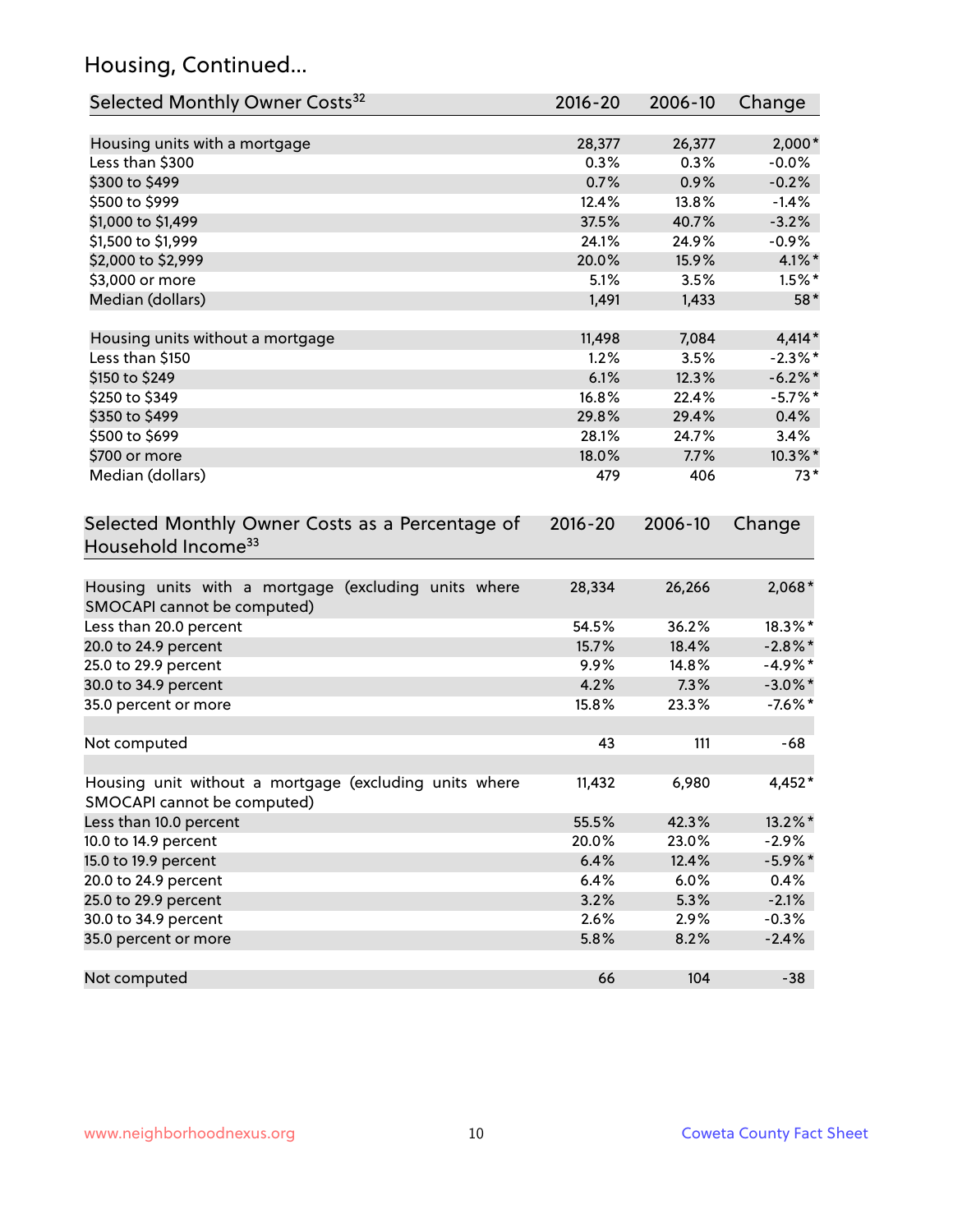## Housing, Continued...

| Selected Monthly Owner Costs[32] | 2016-20 | 2006-10 | Change |
|---|---|---|---|
| Housing units with a mortgage | 28,377 | 26,377 | 2,000* |
| Less than $300 | 0.3% | 0.3% | -0.0% |
| $300 to $499 | 0.7% | 0.9% | -0.2% |
| $500 to $999 | 12.4% | 13.8% | -1.4% |
| $1,000 to $1,499 | 37.5% | 40.7% | -3.2% |
| $1,500 to $1,999 | 24.1% | 24.9% | -0.9% |
| $2,000 to $2,999 | 20.0% | 15.9% | 4.1%* |
| $3,000 or more | 5.1% | 3.5% | 1.5%* |
| Median (dollars) | 1,491 | 1,433 | 58* |
| | | | |
| Housing units without a mortgage | 11,498 | 7,084 | 4,414* |
| Less than $150 | 1.2% | 3.5% | -2.3%* |
| $150 to $249 | 6.1% | 12.3% | -6.2%* |
| $250 to $349 | 16.8% | 22.4% | -5.7%* |
| $350 to $499 | 29.8% | 29.4% | 0.4% |
| $500 to $699 | 28.1% | 24.7% | 3.4% |
| $700 or more | 18.0% | 7.7% | 10.3%* |
| Median (dollars) | 479 | 406 | 73* |

| Selected Monthly Owner Costs as a Percentage of Household Income[33] | 2016-20 | 2006-10 | Change |
|---|---|---|---|
| Housing units with a mortgage (excluding units where SMOCAPI cannot be computed) | 28,334 | 26,266 | 2,068* |
| Less than 20.0 percent | 54.5% | 36.2% | 18.3%* |
| 20.0 to 24.9 percent | 15.7% | 18.4% | -2.8%* |
| 25.0 to 29.9 percent | 9.9% | 14.8% | -4.9%* |
| 30.0 to 34.9 percent | 4.2% | 7.3% | -3.0%* |
| 35.0 percent or more | 15.8% | 23.3% | -7.6%* |
| | | | |
| Not computed | 43 | 111 | -68 |
| | | | |
| Housing unit without a mortgage (excluding units where SMOCAPI cannot be computed) | 11,432 | 6,980 | 4,452* |
| Less than 10.0 percent | 55.5% | 42.3% | 13.2%* |
| 10.0 to 14.9 percent | 20.0% | 23.0% | -2.9% |
| 15.0 to 19.9 percent | 6.4% | 12.4% | -5.9%* |
| 20.0 to 24.9 percent | 6.4% | 6.0% | 0.4% |
| 25.0 to 29.9 percent | 3.2% | 5.3% | -2.1% |
| 30.0 to 34.9 percent | 2.6% | 2.9% | -0.3% |
| 35.0 percent or more | 5.8% | 8.2% | -2.4% |
| | | | |
| Not computed | 66 | 104 | -38 |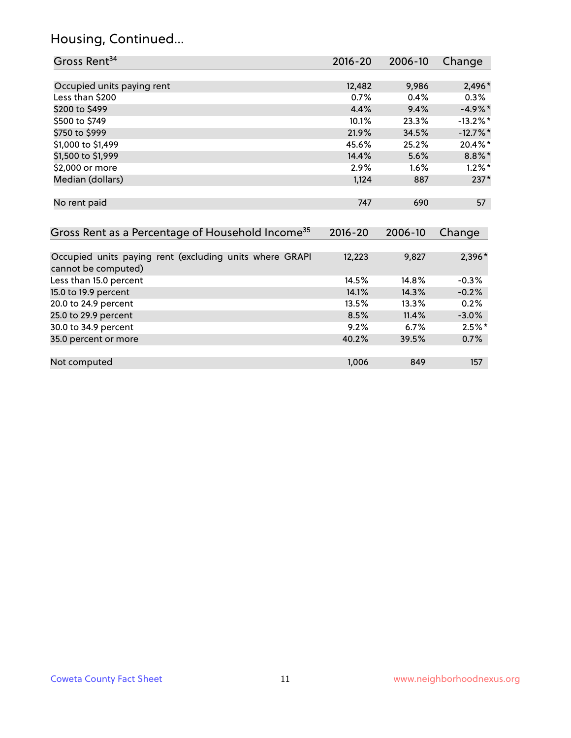## Housing, Continued...

| Gross Rent[34] | 2016-20 | 2006-10 | Change |
|---|---|---|---|
| Occupied units paying rent | 12,482 | 9,986 | 2,496* |
| Less than $200 | 0.7% | 0.4% | 0.3% |
| $200 to $499 | 4.4% | 9.4% | -4.9%* |
| $500 to $749 | 10.1% | 23.3% | -13.2%* |
| $750 to $999 | 21.9% | 34.5% | -12.7%* |
| $1,000 to $1,499 | 45.6% | 25.2% | 20.4%* |
| $1,500 to $1,999 | 14.4% | 5.6% | 8.8%* |
| $2,000 or more | 2.9% | 1.6% | 1.2%* |
| Median (dollars) | 1,124 | 887 | 237* |
| No rent paid | 747 | 690 | 57 |

| Gross Rent as a Percentage of Household Income[35] | 2016-20 | 2006-10 | Change |
|---|---|---|---|
| Occupied units paying rent (excluding units where GRAPI cannot be computed) | 12,223 | 9,827 | 2,396* |
| Less than 15.0 percent | 14.5% | 14.8% | -0.3% |
| 15.0 to 19.9 percent | 14.1% | 14.3% | -0.2% |
| 20.0 to 24.9 percent | 13.5% | 13.3% | 0.2% |
| 25.0 to 29.9 percent | 8.5% | 11.4% | -3.0% |
| 30.0 to 34.9 percent | 9.2% | 6.7% | 2.5%* |
| 35.0 percent or more | 40.2% | 39.5% | 0.7% |
| Not computed | 1,006 | 849 | 157 |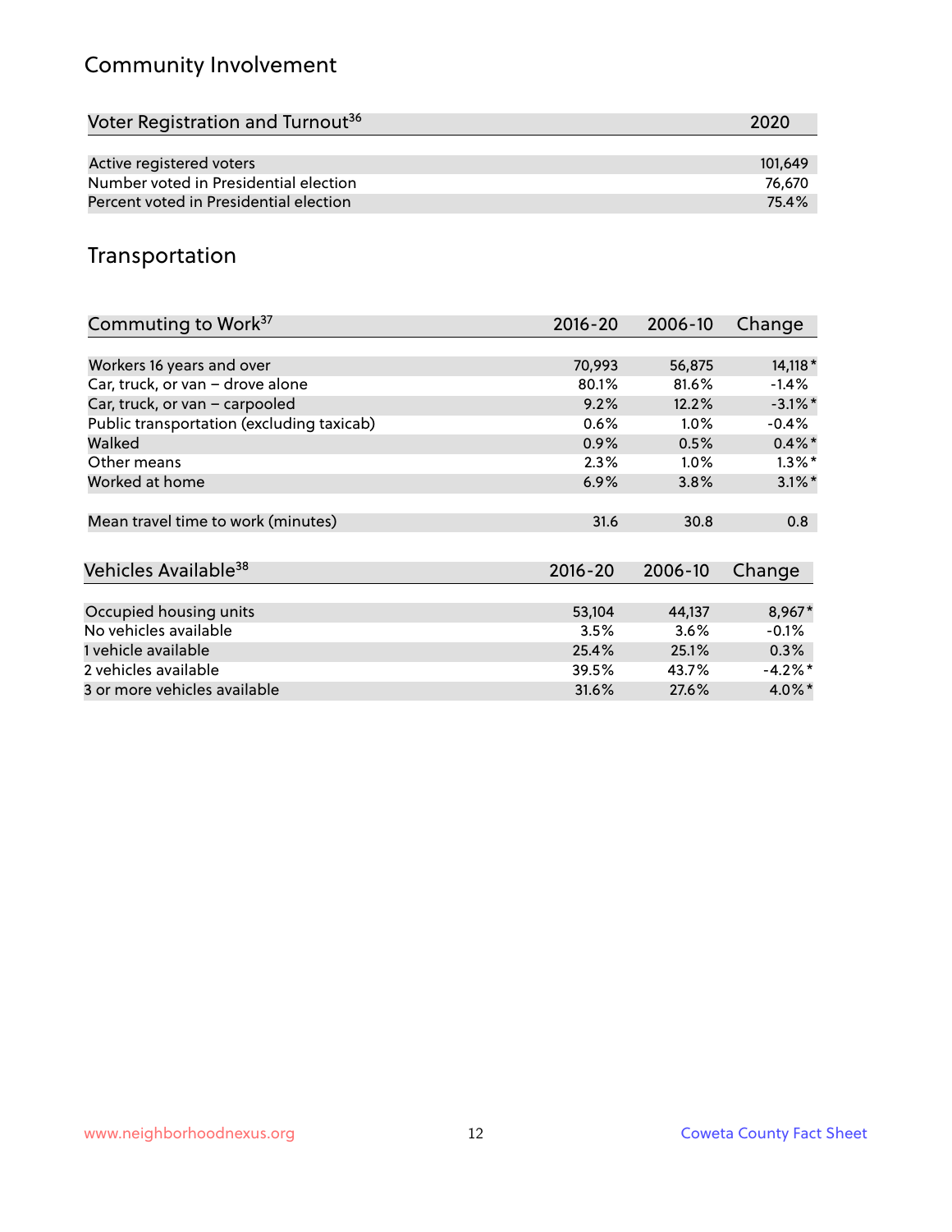## Community Involvement

| Voter Registration and Turnout[36] | 2020 |
|---|---|
| Active registered voters | 101,649 |
| Number voted in Presidential election | 76,670 |
| Percent voted in Presidential election | 75.4% |

## Transportation

| Commuting to Work[37] | 2016-20 | 2006-10 | Change |
|---|---|---|---|
| Workers 16 years and over | 70,993 | 56,875 | 14,118* |
| Car, truck, or van – drove alone | 80.1% | 81.6% | -1.4% |
| Car, truck, or van – carpooled | 9.2% | 12.2% | -3.1%* |
| Public transportation (excluding taxicab) | 0.6% | 1.0% | -0.4% |
| Walked | 0.9% | 0.5% | 0.4%* |
| Other means | 2.3% | 1.0% | 1.3%* |
| Worked at home | 6.9% | 3.8% | 3.1%* |
| Mean travel time to work (minutes) | 31.6 | 30.8 | 0.8 |

| Vehicles Available[38] | 2016-20 | 2006-10 | Change |
|---|---|---|---|
| Occupied housing units | 53,104 | 44,137 | 8,967* |
| No vehicles available | 3.5% | 3.6% | -0.1% |
| 1 vehicle available | 25.4% | 25.1% | 0.3% |
| 2 vehicles available | 39.5% | 43.7% | -4.2%* |
| 3 or more vehicles available | 31.6% | 27.6% | 4.0%* |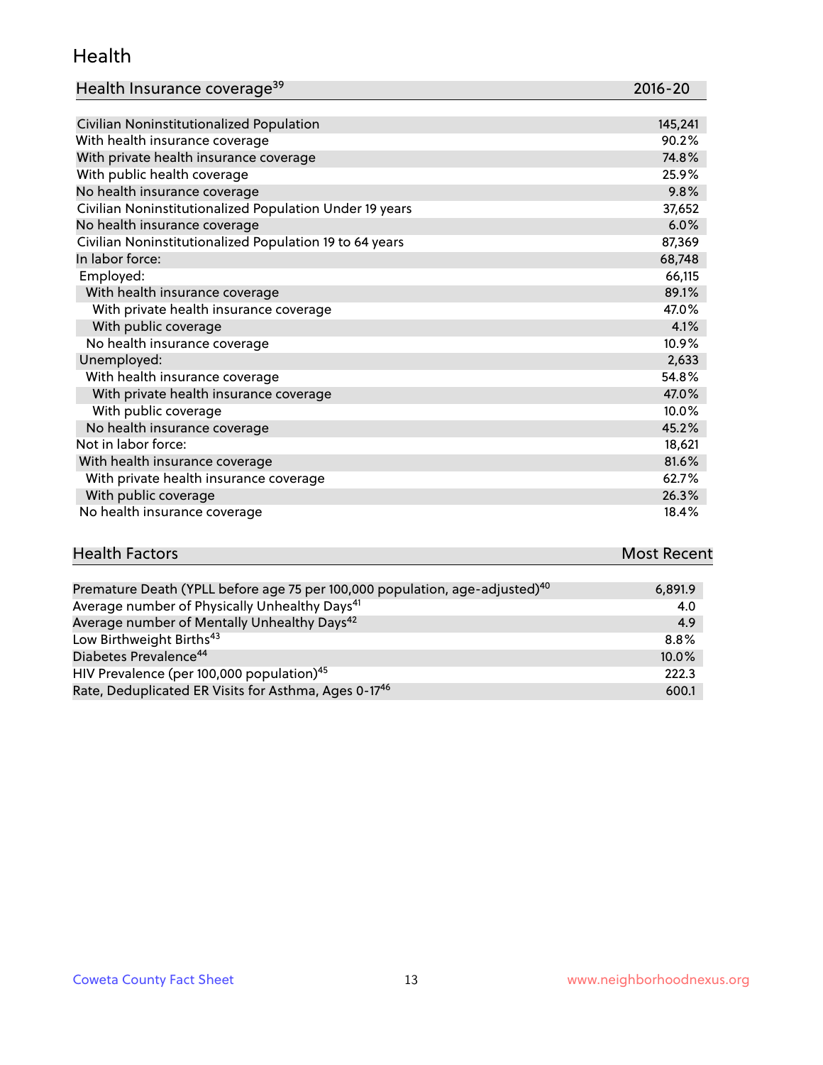## Health

| Health Insurance coverage[39] | 2016-20 |
|---|---|
| Civilian Noninstitutionalized Population | 145,241 |
| With health insurance coverage | 90.2% |
| With private health insurance coverage | 74.8% |
| With public health coverage | 25.9% |
| No health insurance coverage | 9.8% |
| Civilian Noninstitutionalized Population Under 19 years | 37,652 |
| No health insurance coverage | 6.0% |
| Civilian Noninstitutionalized Population 19 to 64 years | 87,369 |
| In labor force: | 68,748 |
| Employed: | 66,115 |
| With health insurance coverage | 89.1% |
| With private health insurance coverage | 47.0% |
| With public coverage | 4.1% |
| No health insurance coverage | 10.9% |
| Unemployed: | 2,633 |
| With health insurance coverage | 54.8% |
| With private health insurance coverage | 47.0% |
| With public coverage | 10.0% |
| No health insurance coverage | 45.2% |
| Not in labor force: | 18,621 |
| With health insurance coverage | 81.6% |
| With private health insurance coverage | 62.7% |
| With public coverage | 26.3% |
| No health insurance coverage | 18.4% |

| Health Factors | Most Recent |
|---|---|
| Premature Death (YPLL before age 75 per 100,000 population, age-adjusted)[40] | 6,891.9 |
| Average number of Physically Unhealthy Days[41] | 4.0 |
| Average number of Mentally Unhealthy Days[42] | 4.9 |
| Low Birthweight Births[43] | 8.8% |
| Diabetes Prevalence[44] | 10.0% |
| HIV Prevalence (per 100,000 population)[45] | 222.3 |
| Rate, Deduplicated ER Visits for Asthma, Ages 0-17[46] | 600.1 |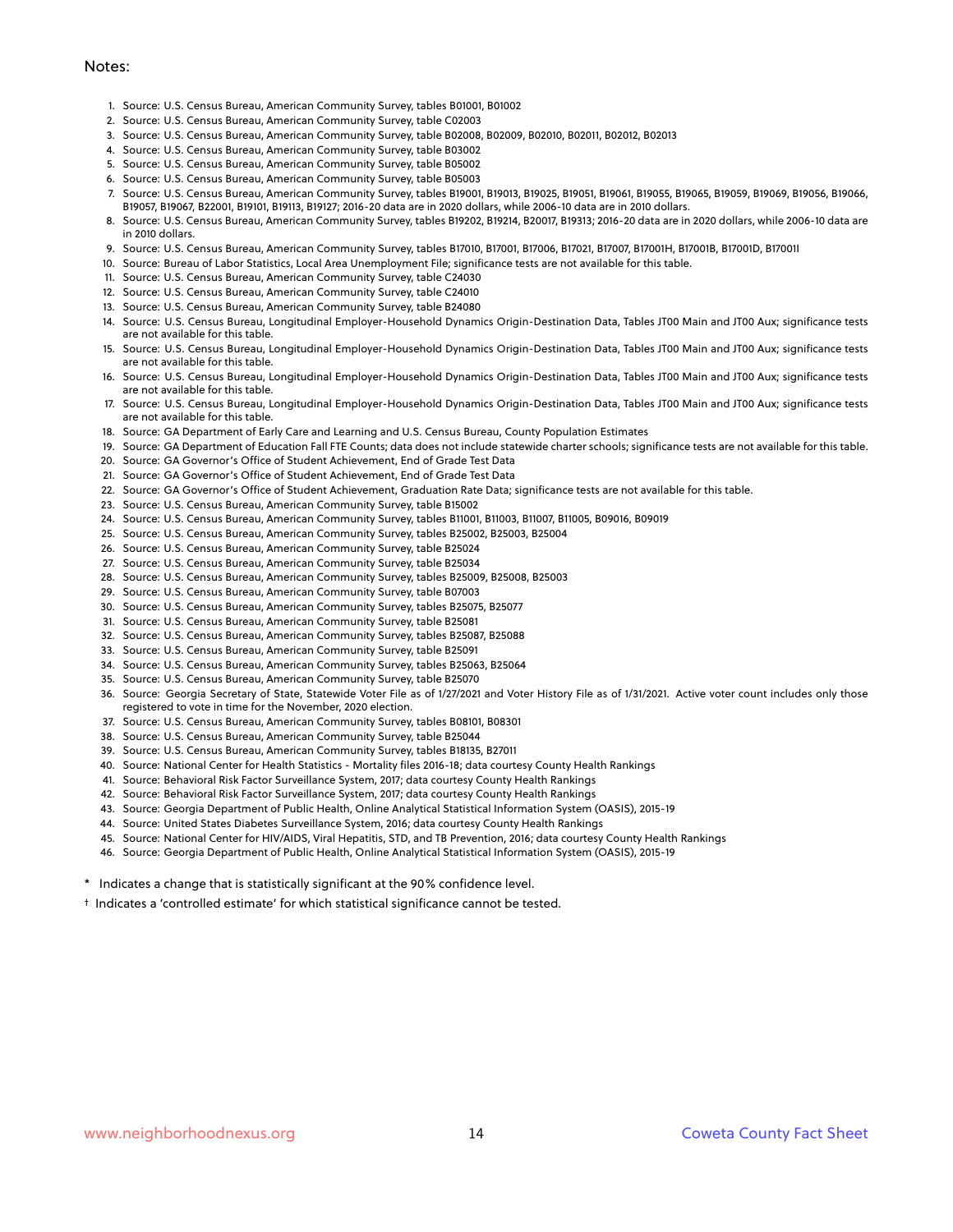Notes:

1. Source: U.S. Census Bureau, American Community Survey, tables B01001, B01002
2. Source: U.S. Census Bureau, American Community Survey, table C02003
3. Source: U.S. Census Bureau, American Community Survey, table B02008, B02009, B02010, B02011, B02012, B02013
4. Source: U.S. Census Bureau, American Community Survey, table B03002
5. Source: U.S. Census Bureau, American Community Survey, table B05002
6. Source: U.S. Census Bureau, American Community Survey, table B05003
7. Source: U.S. Census Bureau, American Community Survey, tables B19001, B19013, B19025, B19051, B19061, B19055, B19065, B19059, B19069, B19056, B19066, B19057, B19067, B22001, B19101, B19113, B19127; 2016-20 data are in 2020 dollars, while 2006-10 data are in 2010 dollars.
8. Source: U.S. Census Bureau, American Community Survey, tables B19202, B19214, B20017, B19313; 2016-20 data are in 2020 dollars, while 2006-10 data are in 2010 dollars.
9. Source: U.S. Census Bureau, American Community Survey, tables B17010, B17001, B17006, B17021, B17007, B17001H, B17001B, B17001D, B17001I
10. Source: Bureau of Labor Statistics, Local Area Unemployment File; significance tests are not available for this table.
11. Source: U.S. Census Bureau, American Community Survey, table C24030
12. Source: U.S. Census Bureau, American Community Survey, table C24010
13. Source: U.S. Census Bureau, American Community Survey, table B24080
14. Source: U.S. Census Bureau, Longitudinal Employer-Household Dynamics Origin-Destination Data, Tables JT00 Main and JT00 Aux; significance tests are not available for this table.
15. Source: U.S. Census Bureau, Longitudinal Employer-Household Dynamics Origin-Destination Data, Tables JT00 Main and JT00 Aux; significance tests are not available for this table.
16. Source: U.S. Census Bureau, Longitudinal Employer-Household Dynamics Origin-Destination Data, Tables JT00 Main and JT00 Aux; significance tests are not available for this table.
17. Source: U.S. Census Bureau, Longitudinal Employer-Household Dynamics Origin-Destination Data, Tables JT00 Main and JT00 Aux; significance tests are not available for this table.
18. Source: GA Department of Early Care and Learning and U.S. Census Bureau, County Population Estimates
19. Source: GA Department of Education Fall FTE Counts; data does not include statewide charter schools; significance tests are not available for this table.
20. Source: GA Governor's Office of Student Achievement, End of Grade Test Data
21. Source: GA Governor's Office of Student Achievement, End of Grade Test Data
22. Source: GA Governor's Office of Student Achievement, Graduation Rate Data; significance tests are not available for this table.
23. Source: U.S. Census Bureau, American Community Survey, table B15002
24. Source: U.S. Census Bureau, American Community Survey, tables B11001, B11003, B11007, B11005, B09016, B09019
25. Source: U.S. Census Bureau, American Community Survey, tables B25002, B25003, B25004
26. Source: U.S. Census Bureau, American Community Survey, table B25024
27. Source: U.S. Census Bureau, American Community Survey, table B25034
28. Source: U.S. Census Bureau, American Community Survey, tables B25009, B25008, B25003
29. Source: U.S. Census Bureau, American Community Survey, table B07003
30. Source: U.S. Census Bureau, American Community Survey, tables B25075, B25077
31. Source: U.S. Census Bureau, American Community Survey, table B25081
32. Source: U.S. Census Bureau, American Community Survey, tables B25087, B25088
33. Source: U.S. Census Bureau, American Community Survey, table B25091
34. Source: U.S. Census Bureau, American Community Survey, tables B25063, B25064
35. Source: U.S. Census Bureau, American Community Survey, table B25070
36. Source: Georgia Secretary of State, Statewide Voter File as of 1/27/2021 and Voter History File as of 1/31/2021. Active voter count includes only those registered to vote in time for the November, 2020 election.
37. Source: U.S. Census Bureau, American Community Survey, tables B08101, B08301
38. Source: U.S. Census Bureau, American Community Survey, table B25044
39. Source: U.S. Census Bureau, American Community Survey, tables B18135, B27011
40. Source: National Center for Health Statistics - Mortality files 2016-18; data courtesy County Health Rankings
41. Source: Behavioral Risk Factor Surveillance System, 2017; data courtesy County Health Rankings
42. Source: Behavioral Risk Factor Surveillance System, 2017; data courtesy County Health Rankings
43. Source: Georgia Department of Public Health, Online Analytical Statistical Information System (OASIS), 2015-19
44. Source: United States Diabetes Surveillance System, 2016; data courtesy County Health Rankings
45. Source: National Center for HIV/AIDS, Viral Hepatitis, STD, and TB Prevention, 2016; data courtesy County Health Rankings
46. Source: Georgia Department of Public Health, Online Analytical Statistical Information System (OASIS), 2015-19

\* Indicates a change that is statistically significant at the 90% confidence level.

† Indicates a 'controlled estimate' for which statistical significance cannot be tested.